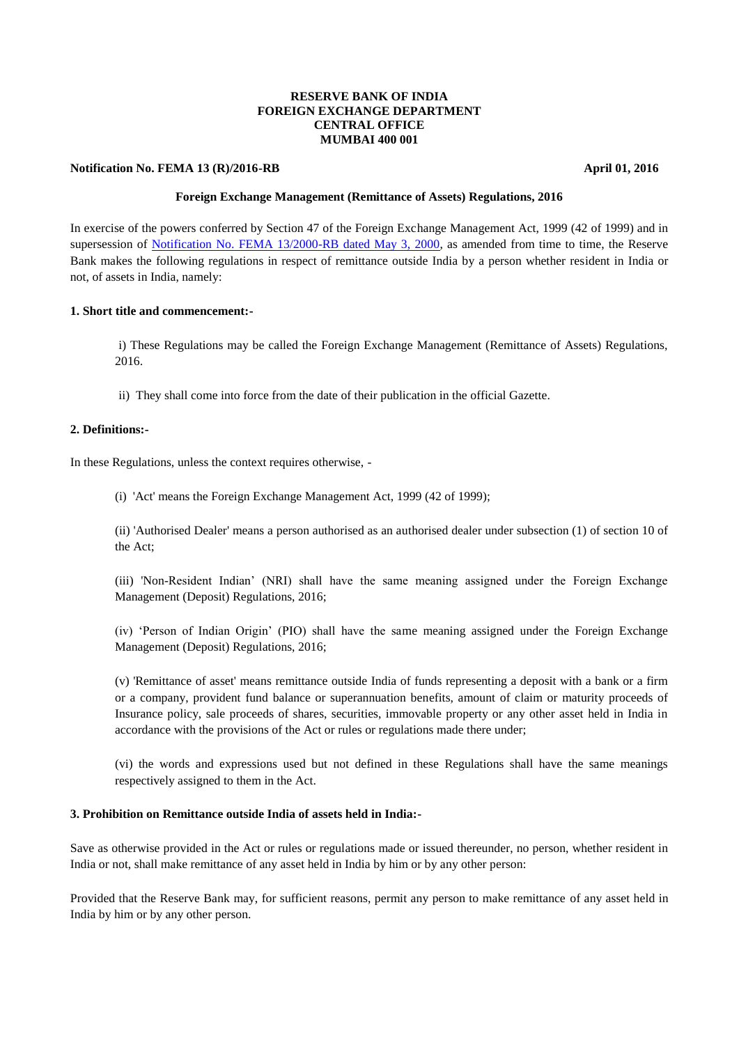**RESERVE BANK OF INDIA**
**FOREIGN EXCHANGE DEPARTMENT**
**CENTRAL OFFICE**
**MUMBAI 400 001**

**Notification No. FEMA 13 (R)/2016-RB** **April 01, 2016**

**Foreign Exchange Management (Remittance of Assets) Regulations, 2016**

In exercise of the powers conferred by Section 47 of the Foreign Exchange Management Act, 1999 (42 of 1999) and in supersession of Notification No. FEMA 13/2000-RB dated May 3, 2000, as amended from time to time, the Reserve Bank makes the following regulations in respect of remittance outside India by a person whether resident in India or not, of assets in India, namely:

### 1. Short title and commencement:-

i) These Regulations may be called the Foreign Exchange Management (Remittance of Assets) Regulations, 2016.

ii) They shall come into force from the date of their publication in the official Gazette.

### 2. Definitions:-

In these Regulations, unless the context requires otherwise, -

(i) 'Act' means the Foreign Exchange Management Act, 1999 (42 of 1999);

(ii) 'Authorised Dealer' means a person authorised as an authorised dealer under subsection (1) of section 10 of the Act;

(iii) 'Non-Resident Indian' (NRI) shall have the same meaning assigned under the Foreign Exchange Management (Deposit) Regulations, 2016;

(iv) 'Person of Indian Origin' (PIO) shall have the same meaning assigned under the Foreign Exchange Management (Deposit) Regulations, 2016;

(v) 'Remittance of asset' means remittance outside India of funds representing a deposit with a bank or a firm or a company, provident fund balance or superannuation benefits, amount of claim or maturity proceeds of Insurance policy, sale proceeds of shares, securities, immovable property or any other asset held in India in accordance with the provisions of the Act or rules or regulations made there under;

(vi) the words and expressions used but not defined in these Regulations shall have the same meanings respectively assigned to them in the Act.

### 3. Prohibition on Remittance outside India of assets held in India:-

Save as otherwise provided in the Act or rules or regulations made or issued thereunder, no person, whether resident in India or not, shall make remittance of any asset held in India by him or by any other person:

Provided that the Reserve Bank may, for sufficient reasons, permit any person to make remittance of any asset held in India by him or by any other person.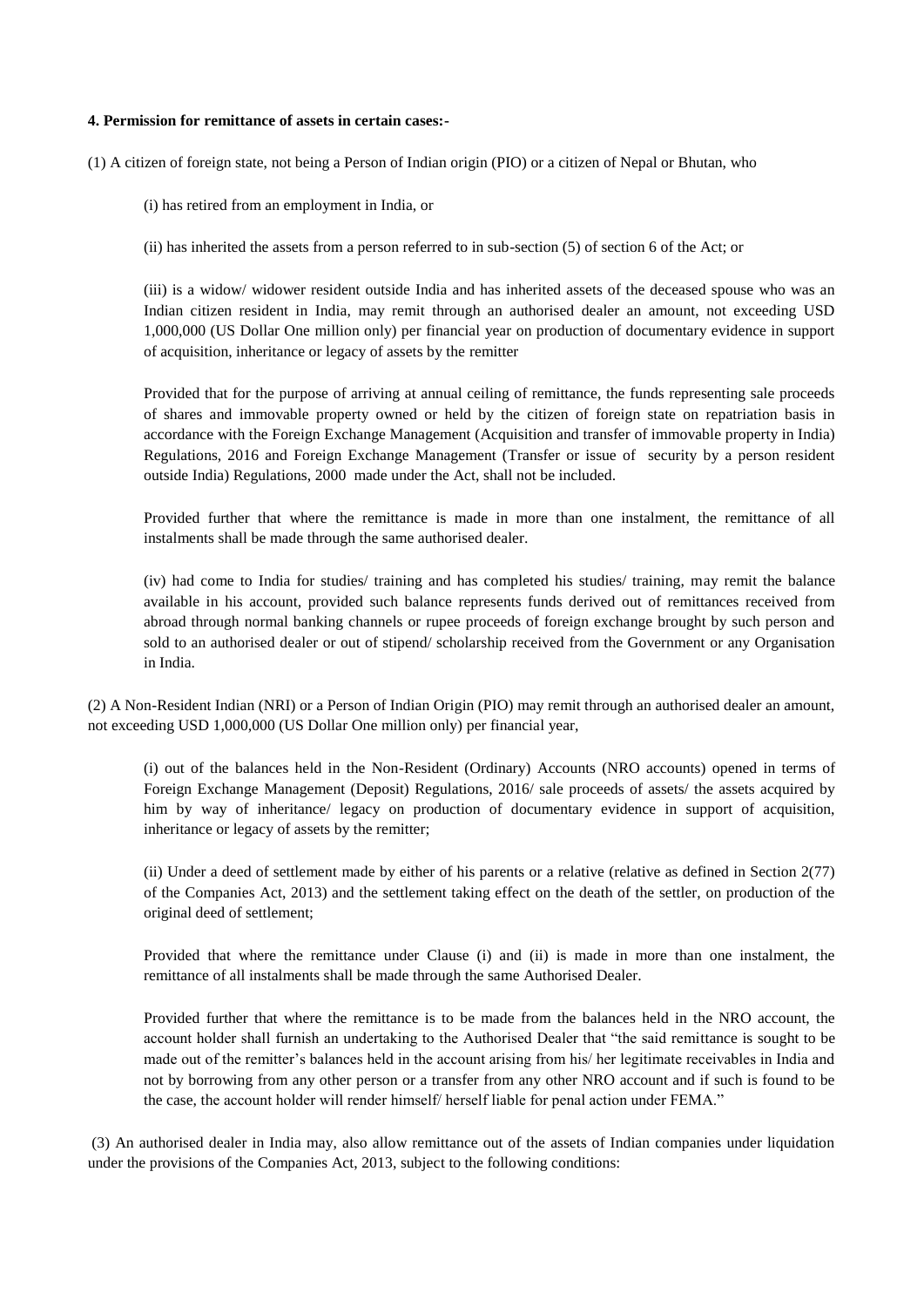**4. Permission for remittance of assets in certain cases:-**

(1) A citizen of foreign state, not being a Person of Indian origin (PIO) or a citizen of Nepal or Bhutan, who

(i) has retired from an employment in India, or

(ii) has inherited the assets from a person referred to in sub-section (5) of section 6 of the Act; or

(iii) is a widow/ widower resident outside India and has inherited assets of the deceased spouse who was an Indian citizen resident in India, may remit through an authorised dealer an amount, not exceeding USD 1,000,000 (US Dollar One million only) per financial year on production of documentary evidence in support of acquisition, inheritance or legacy of assets by the remitter

Provided that for the purpose of arriving at annual ceiling of remittance, the funds representing sale proceeds of shares and immovable property owned or held by the citizen of foreign state on repatriation basis in accordance with the Foreign Exchange Management (Acquisition and transfer of immovable property in India) Regulations, 2016 and Foreign Exchange Management (Transfer or issue of security by a person resident outside India) Regulations, 2000 made under the Act, shall not be included.

Provided further that where the remittance is made in more than one instalment, the remittance of all instalments shall be made through the same authorised dealer.

(iv) had come to India for studies/ training and has completed his studies/ training, may remit the balance available in his account, provided such balance represents funds derived out of remittances received from abroad through normal banking channels or rupee proceeds of foreign exchange brought by such person and sold to an authorised dealer or out of stipend/ scholarship received from the Government or any Organisation in India.

(2) A Non-Resident Indian (NRI) or a Person of Indian Origin (PIO) may remit through an authorised dealer an amount, not exceeding USD 1,000,000 (US Dollar One million only) per financial year,

(i) out of the balances held in the Non-Resident (Ordinary) Accounts (NRO accounts) opened in terms of Foreign Exchange Management (Deposit) Regulations, 2016/ sale proceeds of assets/ the assets acquired by him by way of inheritance/ legacy on production of documentary evidence in support of acquisition, inheritance or legacy of assets by the remitter;

(ii) Under a deed of settlement made by either of his parents or a relative (relative as defined in Section 2(77) of the Companies Act, 2013) and the settlement taking effect on the death of the settler, on production of the original deed of settlement;

Provided that where the remittance under Clause (i) and (ii) is made in more than one instalment, the remittance of all instalments shall be made through the same Authorised Dealer.

Provided further that where the remittance is to be made from the balances held in the NRO account, the account holder shall furnish an undertaking to the Authorised Dealer that "the said remittance is sought to be made out of the remitter's balances held in the account arising from his/ her legitimate receivables in India and not by borrowing from any other person or a transfer from any other NRO account and if such is found to be the case, the account holder will render himself/ herself liable for penal action under FEMA."

(3) An authorised dealer in India may, also allow remittance out of the assets of Indian companies under liquidation under the provisions of the Companies Act, 2013, subject to the following conditions: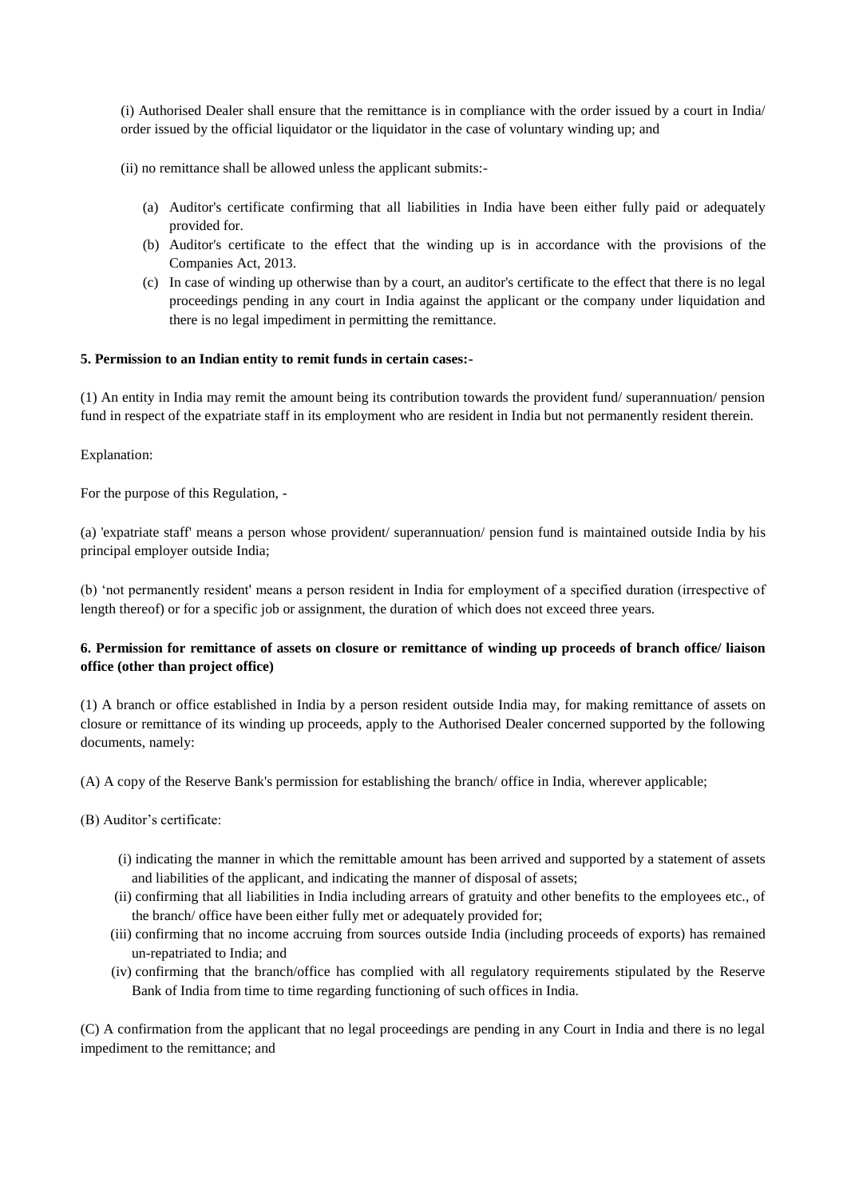(i) Authorised Dealer shall ensure that the remittance is in compliance with the order issued by a court in India/ order issued by the official liquidator or the liquidator in the case of voluntary winding up; and

(ii) no remittance shall be allowed unless the applicant submits:-

(a) Auditor's certificate confirming that all liabilities in India have been either fully paid or adequately provided for.

(b) Auditor's certificate to the effect that the winding up is in accordance with the provisions of the Companies Act, 2013.

(c) In case of winding up otherwise than by a court, an auditor's certificate to the effect that there is no legal proceedings pending in any court in India against the applicant or the company under liquidation and there is no legal impediment in permitting the remittance.

**5. Permission to an Indian entity to remit funds in certain cases:-**

(1) An entity in India may remit the amount being its contribution towards the provident fund/ superannuation/ pension fund in respect of the expatriate staff in its employment who are resident in India but not permanently resident therein.

Explanation:

For the purpose of this Regulation, -

(a) 'expatriate staff' means a person whose provident/ superannuation/ pension fund is maintained outside India by his principal employer outside India;

(b) 'not permanently resident' means a person resident in India for employment of a specified duration (irrespective of length thereof) or for a specific job or assignment, the duration of which does not exceed three years.

**6. Permission for remittance of assets on closure or remittance of winding up proceeds of branch office/ liaison office (other than project office)**

(1) A branch or office established in India by a person resident outside India may, for making remittance of assets on closure or remittance of its winding up proceeds, apply to the Authorised Dealer concerned supported by the following documents, namely:

(A) A copy of the Reserve Bank's permission for establishing the branch/ office in India, wherever applicable;

(B) Auditor's certificate:

(i) indicating the manner in which the remittable amount has been arrived and supported by a statement of assets and liabilities of the applicant, and indicating the manner of disposal of assets;

(ii) confirming that all liabilities in India including arrears of gratuity and other benefits to the employees etc., of the branch/ office have been either fully met or adequately provided for;

(iii) confirming that no income accruing from sources outside India (including proceeds of exports) has remained un-repatriated to India; and

(iv) confirming that the branch/office has complied with all regulatory requirements stipulated by the Reserve Bank of India from time to time regarding functioning of such offices in India.

(C) A confirmation from the applicant that no legal proceedings are pending in any Court in India and there is no legal impediment to the remittance; and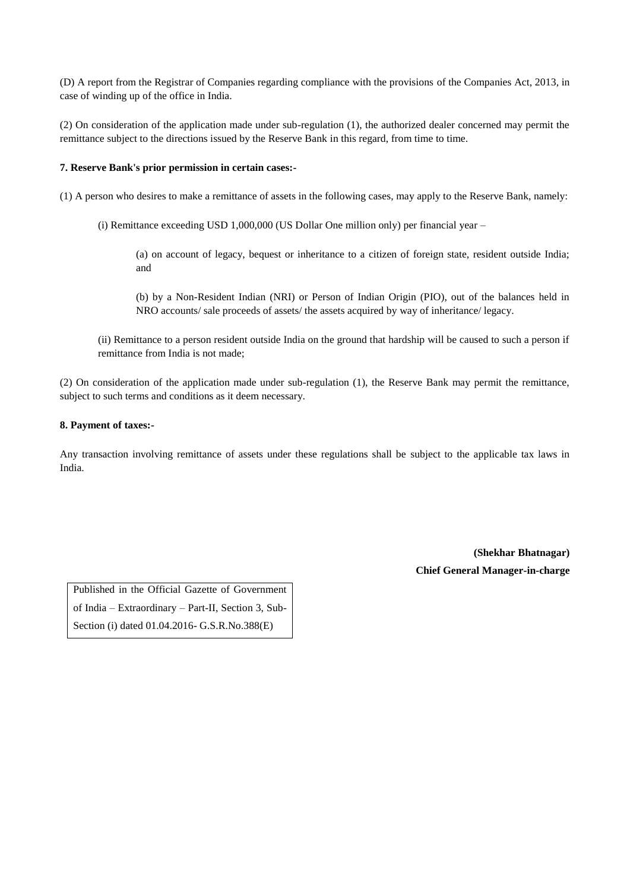(D) A report from the Registrar of Companies regarding compliance with the provisions of the Companies Act, 2013, in case of winding up of the office in India.

(2) On consideration of the application made under sub-regulation (1), the authorized dealer concerned may permit the remittance subject to the directions issued by the Reserve Bank in this regard, from time to time.

**7. Reserve Bank's prior permission in certain cases:-**

(1) A person who desires to make a remittance of assets in the following cases, may apply to the Reserve Bank, namely:

(i) Remittance exceeding USD 1,000,000 (US Dollar One million only) per financial year –

(a) on account of legacy, bequest or inheritance to a citizen of foreign state, resident outside India; and

(b) by a Non-Resident Indian (NRI) or Person of Indian Origin (PIO), out of the balances held in NRO accounts/ sale proceeds of assets/ the assets acquired by way of inheritance/ legacy.

(ii) Remittance to a person resident outside India on the ground that hardship will be caused to such a person if remittance from India is not made;

(2) On consideration of the application made under sub-regulation (1), the Reserve Bank may permit the remittance, subject to such terms and conditions as it deem necessary.

**8. Payment of taxes:-**

Any transaction involving remittance of assets under these regulations shall be subject to the applicable tax laws in India.

**(Shekhar Bhatnagar)**

**Chief General Manager-in-charge**

Published in the Official Gazette of Government of India – Extraordinary – Part-II, Section 3, Sub-Section (i) dated 01.04.2016- G.S.R.No.388(E)